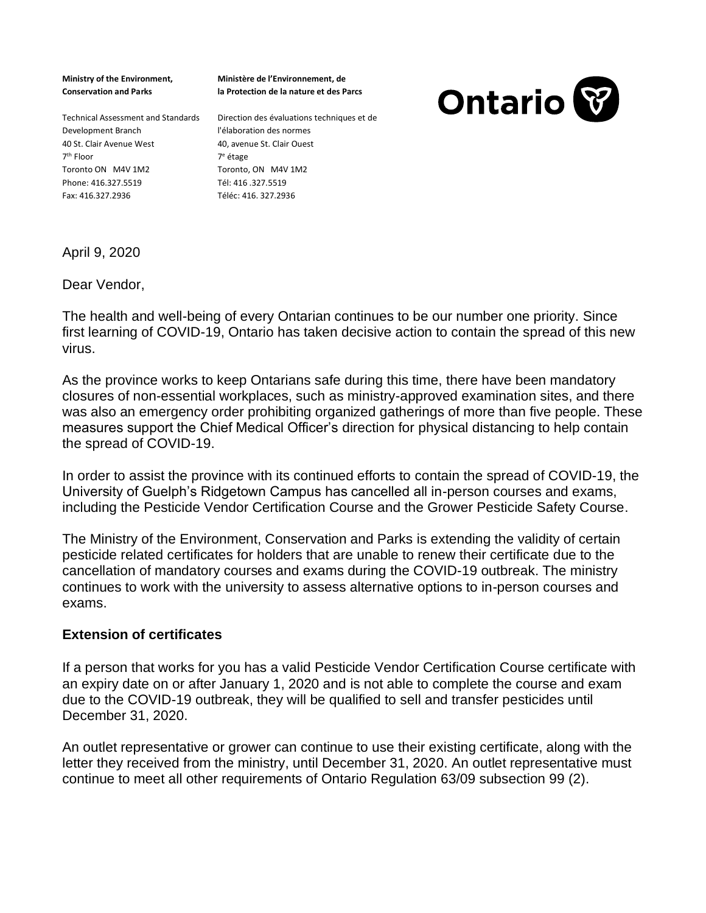**Ministry of the Environment, Conservation and Parks**

Technical Assessment and Standards Development Branch
40 St. Clair Avenue West
7th Floor
Toronto ON M4V 1M2
Phone: 416.327.5519
Fax: 416.327.2936

**Ministère de l'Environnement, de la Protection de la nature et des Parcs**

Direction des évaluations techniques et de l'élaboration des normes
40, avenue St. Clair Ouest
7e étage
Toronto, ON M4V 1M2
Tél: 416 .327.5519
Téléc: 416. 327.2936

Ontario

April 9, 2020

Dear Vendor,

The health and well-being of every Ontarian continues to be our number one priority. Since first learning of COVID-19, Ontario has taken decisive action to contain the spread of this new virus.

As the province works to keep Ontarians safe during this time, there have been mandatory closures of non-essential workplaces, such as ministry-approved examination sites, and there was also an emergency order prohibiting organized gatherings of more than five people. These measures support the Chief Medical Officer's direction for physical distancing to help contain the spread of COVID-19.

In order to assist the province with its continued efforts to contain the spread of COVID-19, the University of Guelph's Ridgetown Campus has cancelled all in-person courses and exams, including the Pesticide Vendor Certification Course and the Grower Pesticide Safety Course.

The Ministry of the Environment, Conservation and Parks is extending the validity of certain pesticide related certificates for holders that are unable to renew their certificate due to the cancellation of mandatory courses and exams during the COVID-19 outbreak. The ministry continues to work with the university to assess alternative options to in-person courses and exams.

**Extension of certificates**

If a person that works for you has a valid Pesticide Vendor Certification Course certificate with an expiry date on or after January 1, 2020 and is not able to complete the course and exam due to the COVID-19 outbreak, they will be qualified to sell and transfer pesticides until December 31, 2020.

An outlet representative or grower can continue to use their existing certificate, along with the letter they received from the ministry, until December 31, 2020. An outlet representative must continue to meet all other requirements of Ontario Regulation 63/09 subsection 99 (2).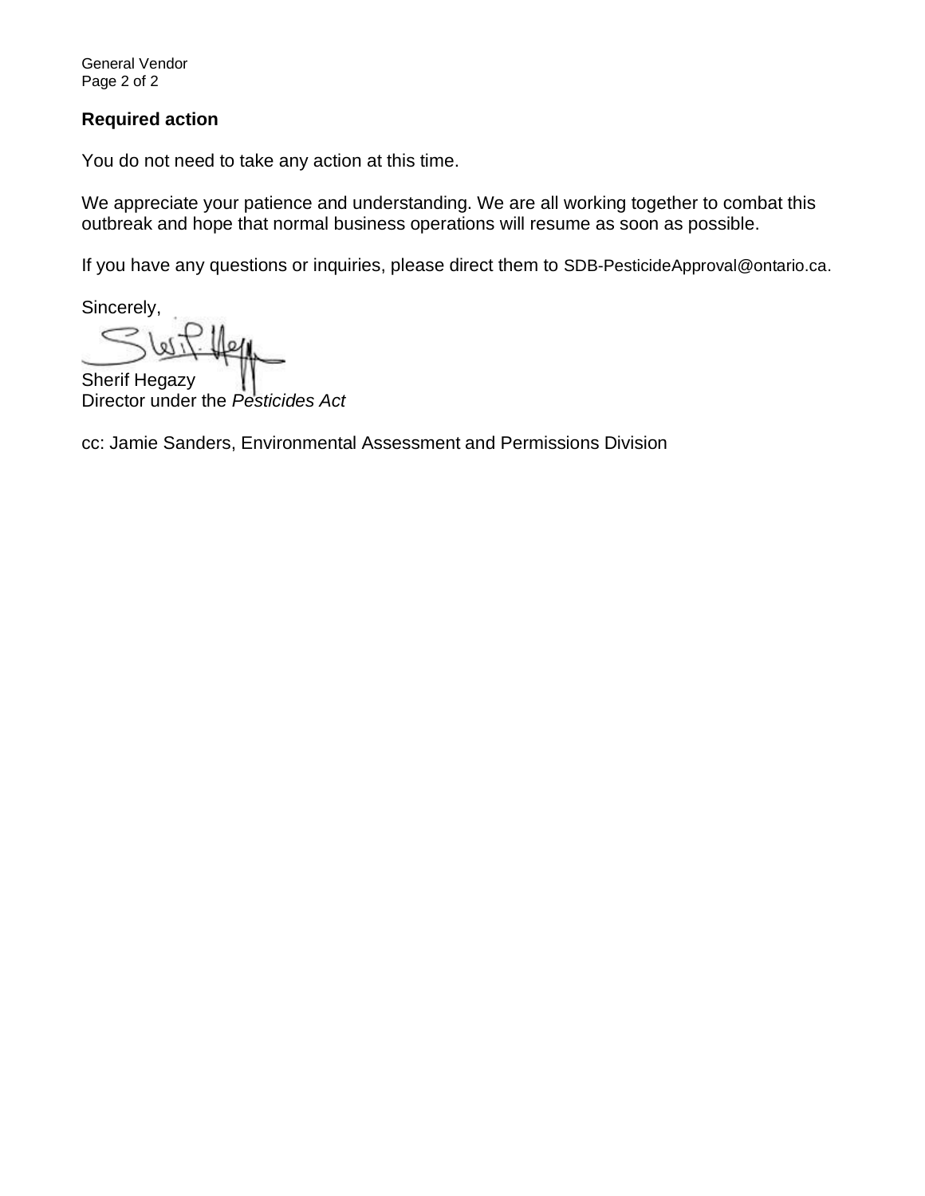**Required action**

You do not need to take any action at this time.

We appreciate your patience and understanding. We are all working together to combat this outbreak and hope that normal business operations will resume as soon as possible.

If you have any questions or inquiries, please direct them to SDB-PesticideApproval@ontario.ca.

Sincerely,

Sherif Hegazy
Director under the *Pesticides Act*

cc: Jamie Sanders, Environmental Assessment and Permissions Division